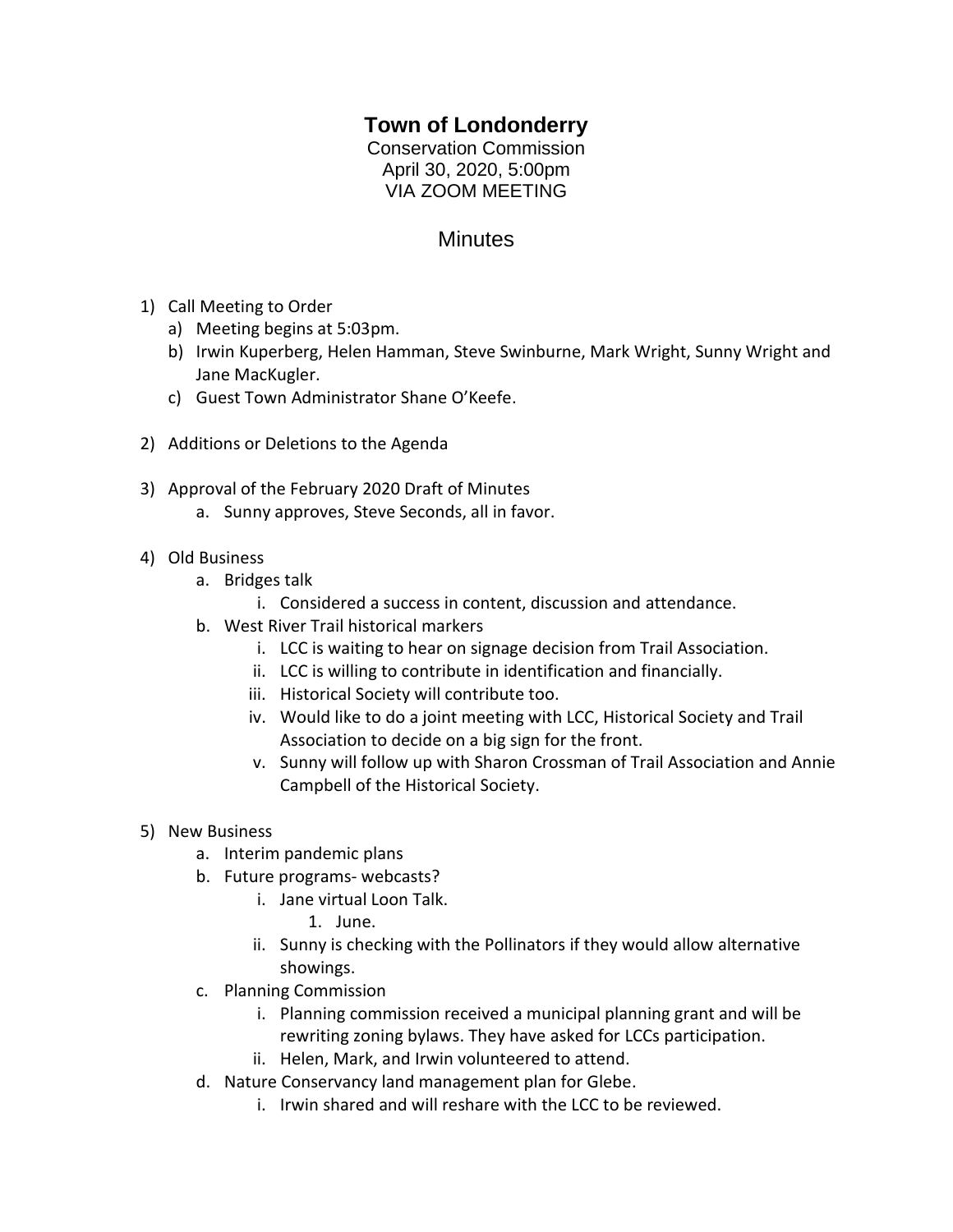# Town of Londonderry

Conservation Commission
April 30, 2020, 5:00pm
VIA ZOOM MEETING

## Minutes

1) Call Meeting to Order
   a) Meeting begins at 5:03pm.
   b) Irwin Kuperberg, Helen Hamman, Steve Swinburne, Mark Wright, Sunny Wright and Jane MacKugler.
   c) Guest Town Administrator Shane O'Keefe.

2) Additions or Deletions to the Agenda

3) Approval of the February 2020 Draft of Minutes
   a. Sunny approves, Steve Seconds, all in favor.

4) Old Business
   a. Bridges talk
      i. Considered a success in content, discussion and attendance.
   b. West River Trail historical markers
      i. LCC is waiting to hear on signage decision from Trail Association.
      ii. LCC is willing to contribute in identification and financially.
      iii. Historical Society will contribute too.
      iv. Would like to do a joint meeting with LCC, Historical Society and Trail Association to decide on a big sign for the front.
      v. Sunny will follow up with Sharon Crossman of Trail Association and Annie Campbell of the Historical Society.

5) New Business
   a. Interim pandemic plans
   b. Future programs- webcasts?
      i. Jane virtual Loon Talk.
         1. June.
      ii. Sunny is checking with the Pollinators if they would allow alternative showings.
   c. Planning Commission
      i. Planning commission received a municipal planning grant and will be rewriting zoning bylaws. They have asked for LCCs participation.
      ii. Helen, Mark, and Irwin volunteered to attend.
   d. Nature Conservancy land management plan for Glebe.
      i. Irwin shared and will reshare with the LCC to be reviewed.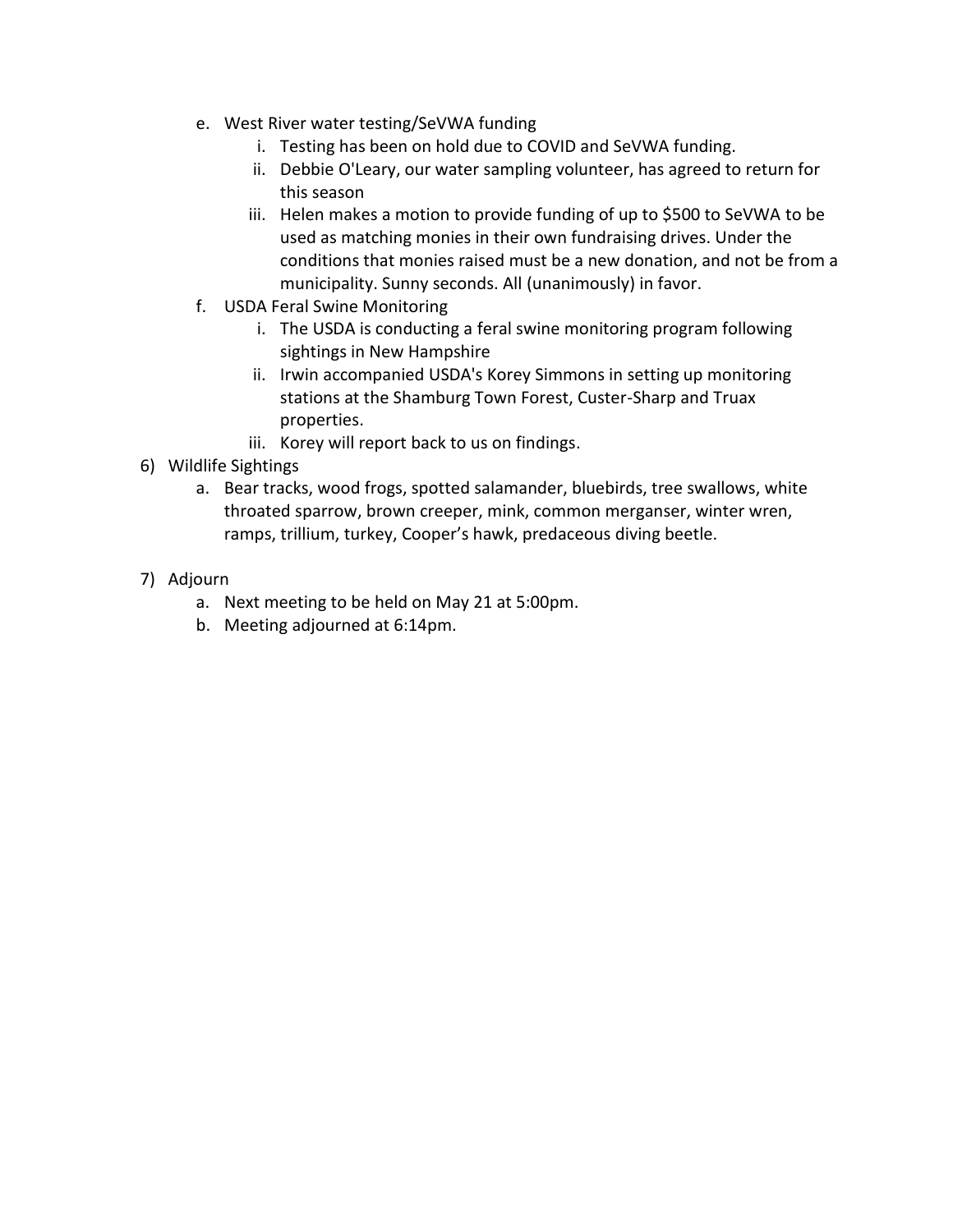e. West River water testing/SeVWA funding
   i. Testing has been on hold due to COVID and SeVWA funding.
   ii. Debbie O'Leary, our water sampling volunteer, has agreed to return for this season
   iii. Helen makes a motion to provide funding of up to $500 to SeVWA to be used as matching monies in their own fundraising drives. Under the conditions that monies raised must be a new donation, and not be from a municipality. Sunny seconds. All (unanimously) in favor.

f. USDA Feral Swine Monitoring
   i. The USDA is conducting a feral swine monitoring program following sightings in New Hampshire
   ii. Irwin accompanied USDA's Korey Simmons in setting up monitoring stations at the Shamburg Town Forest, Custer-Sharp and Truax properties.
   iii. Korey will report back to us on findings.

6) Wildlife Sightings
   a. Bear tracks, wood frogs, spotted salamander, bluebirds, tree swallows, white throated sparrow, brown creeper, mink, common merganser, winter wren, ramps, trillium, turkey, Cooper's hawk, predaceous diving beetle.

7) Adjourn
   a. Next meeting to be held on May 21 at 5:00pm.
   b. Meeting adjourned at 6:14pm.